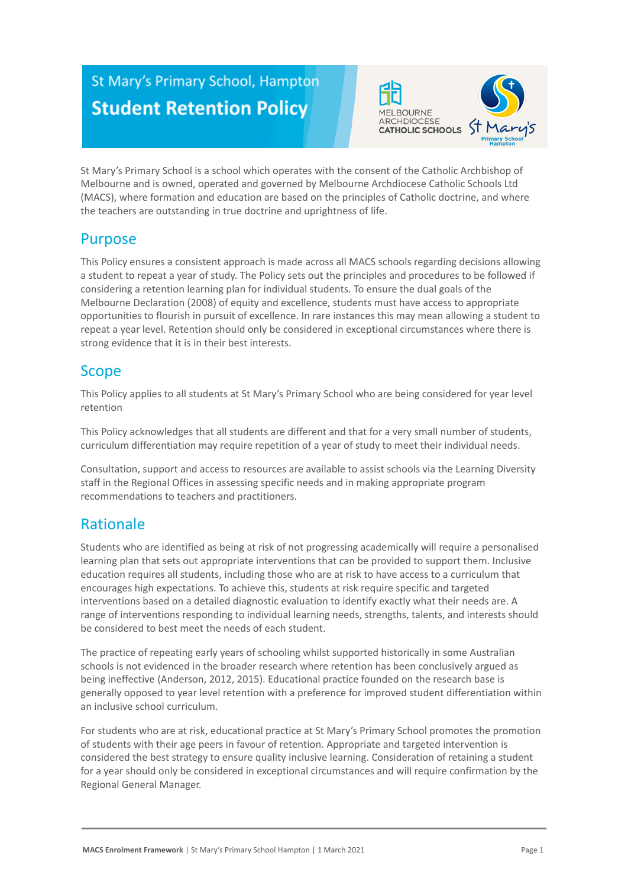# St Mary's Primary School, Hampton

# Student Retention Policy

St Mary's Primary School is a school which operates with the consent of the Catholic Archbishop of Melbourne and is owned, operated and governed by Melbourne Archdiocese Catholic Schools Ltd (MACS), where formation and education are based on the principles of Catholic doctrine, and where the teachers are outstanding in true doctrine and uprightness of life.

## Purpose

This Policy ensures a consistent approach is made across all MACS schools regarding decisions allowing a student to repeat a year of study. The Policy sets out the principles and procedures to be followed if considering a retention learning plan for individual students. To ensure the dual goals of the Melbourne Declaration (2008) of equity and excellence, students must have access to appropriate opportunities to flourish in pursuit of excellence. In rare instances this may mean allowing a student to repeat a year level. Retention should only be considered in exceptional circumstances where there is strong evidence that it is in their best interests.

## Scope

This Policy applies to all students at St Mary's Primary School who are being considered for year level retention

This Policy acknowledges that all students are different and that for a very small number of students, curriculum differentiation may require repetition of a year of study to meet their individual needs.

Consultation, support and access to resources are available to assist schools via the Learning Diversity staff in the Regional Offices in assessing specific needs and in making appropriate program recommendations to teachers and practitioners.

## Rationale

Students who are identified as being at risk of not progressing academically will require a personalised learning plan that sets out appropriate interventions that can be provided to support them. Inclusive education requires all students, including those who are at risk to have access to a curriculum that encourages high expectations. To achieve this, students at risk require specific and targeted interventions based on a detailed diagnostic evaluation to identify exactly what their needs are. A range of interventions responding to individual learning needs, strengths, talents, and interests should be considered to best meet the needs of each student.

The practice of repeating early years of schooling whilst supported historically in some Australian schools is not evidenced in the broader research where retention has been conclusively argued as being ineffective (Anderson, 2012, 2015). Educational practice founded on the research base is generally opposed to year level retention with a preference for improved student differentiation within an inclusive school curriculum.

For students who are at risk, educational practice at St Mary's Primary School promotes the promotion of students with their age peers in favour of retention. Appropriate and targeted intervention is considered the best strategy to ensure quality inclusive learning. Consideration of retaining a student for a year should only be considered in exceptional circumstances and will require confirmation by the Regional General Manager.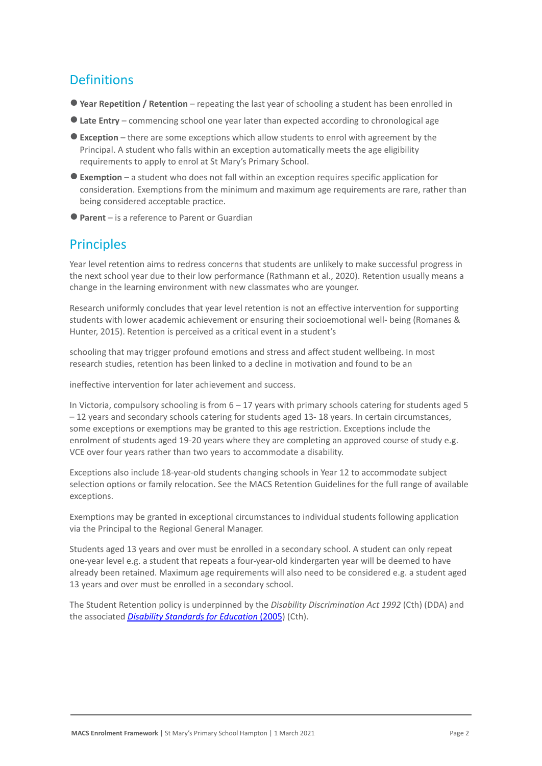## Definitions

- **Year Repetition / Retention** – repeating the last year of schooling a student has been enrolled in
- **Late Entry** – commencing school one year later than expected according to chronological age
- **Exception** – there are some exceptions which allow students to enrol with agreement by the Principal. A student who falls within an exception automatically meets the age eligibility requirements to apply to enrol at St Mary's Primary School.
- **Exemption** – a student who does not fall within an exception requires specific application for consideration. Exemptions from the minimum and maximum age requirements are rare, rather than being considered acceptable practice.
- **Parent** – is a reference to Parent or Guardian

## Principles

Year level retention aims to redress concerns that students are unlikely to make successful progress in the next school year due to their low performance (Rathmann et al., 2020). Retention usually means a change in the learning environment with new classmates who are younger.

Research uniformly concludes that year level retention is not an effective intervention for supporting students with lower academic achievement or ensuring their socioemotional well- being (Romanes & Hunter, 2015). Retention is perceived as a critical event in a student's

schooling that may trigger profound emotions and stress and affect student wellbeing. In most research studies, retention has been linked to a decline in motivation and found to be an

ineffective intervention for later achievement and success.

In Victoria, compulsory schooling is from 6 – 17 years with primary schools catering for students aged 5 – 12 years and secondary schools catering for students aged 13- 18 years. In certain circumstances, some exceptions or exemptions may be granted to this age restriction. Exceptions include the enrolment of students aged 19-20 years where they are completing an approved course of study e.g. VCE over four years rather than two years to accommodate a disability.

Exceptions also include 18-year-old students changing schools in Year 12 to accommodate subject selection options or family relocation. See the MACS Retention Guidelines for the full range of available exceptions.

Exemptions may be granted in exceptional circumstances to individual students following application via the Principal to the Regional General Manager.

Students aged 13 years and over must be enrolled in a secondary school. A student can only repeat one-year level e.g. a student that repeats a four-year-old kindergarten year will be deemed to have already been retained. Maximum age requirements will also need to be considered e.g. a student aged 13 years and over must be enrolled in a secondary school.

The Student Retention policy is underpinned by the *Disability Discrimination Act 1992* (Cth) (DDA) and the associated *Disability Standards for Education* (2005) (Cth).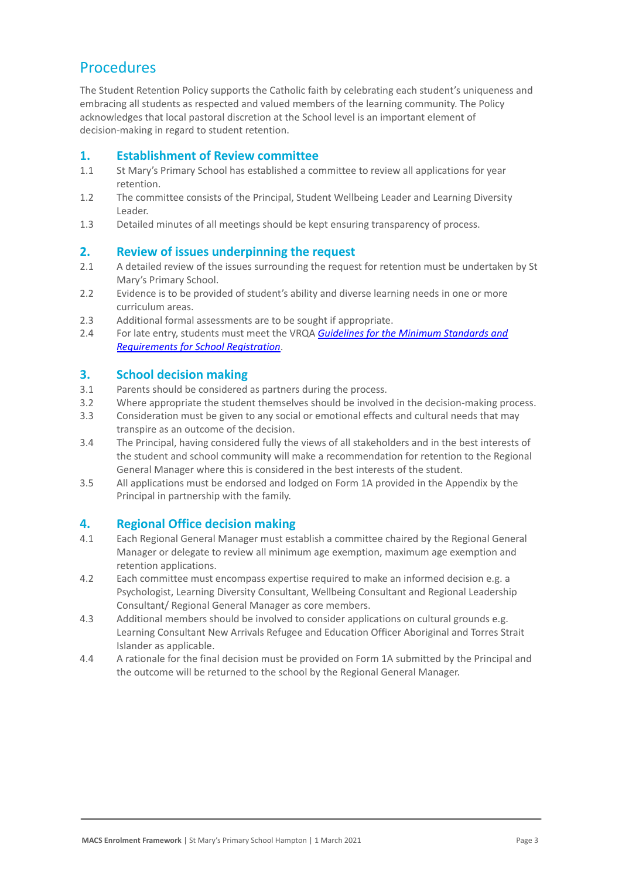## Procedures

The Student Retention Policy supports the Catholic faith by celebrating each student's uniqueness and embracing all students as respected and valued members of the learning community. The Policy acknowledges that local pastoral discretion at the School level is an important element of decision-making in regard to student retention.

### 1. Establishment of Review committee

1.1 St Mary's Primary School has established a committee to review all applications for year retention.

1.2 The committee consists of the Principal, Student Wellbeing Leader and Learning Diversity Leader.

1.3 Detailed minutes of all meetings should be kept ensuring transparency of process.

### 2. Review of issues underpinning the request

2.1 A detailed review of the issues surrounding the request for retention must be undertaken by St Mary's Primary School.

2.2 Evidence is to be provided of student's ability and diverse learning needs in one or more curriculum areas.

2.3 Additional formal assessments are to be sought if appropriate.

2.4 For late entry, students must meet the VRQA *Guidelines for the Minimum Standards and Requirements for School Registration*.

### 3. School decision making

3.1 Parents should be considered as partners during the process.

3.2 Where appropriate the student themselves should be involved in the decision-making process.

3.3 Consideration must be given to any social or emotional effects and cultural needs that may transpire as an outcome of the decision.

3.4 The Principal, having considered fully the views of all stakeholders and in the best interests of the student and school community will make a recommendation for retention to the Regional General Manager where this is considered in the best interests of the student.

3.5 All applications must be endorsed and lodged on Form 1A provided in the Appendix by the Principal in partnership with the family.

### 4. Regional Office decision making

4.1 Each Regional General Manager must establish a committee chaired by the Regional General Manager or delegate to review all minimum age exemption, maximum age exemption and retention applications.

4.2 Each committee must encompass expertise required to make an informed decision e.g. a Psychologist, Learning Diversity Consultant, Wellbeing Consultant and Regional Leadership Consultant/ Regional General Manager as core members.

4.3 Additional members should be involved to consider applications on cultural grounds e.g. Learning Consultant New Arrivals Refugee and Education Officer Aboriginal and Torres Strait Islander as applicable.

4.4 A rationale for the final decision must be provided on Form 1A submitted by the Principal and the outcome will be returned to the school by the Regional General Manager.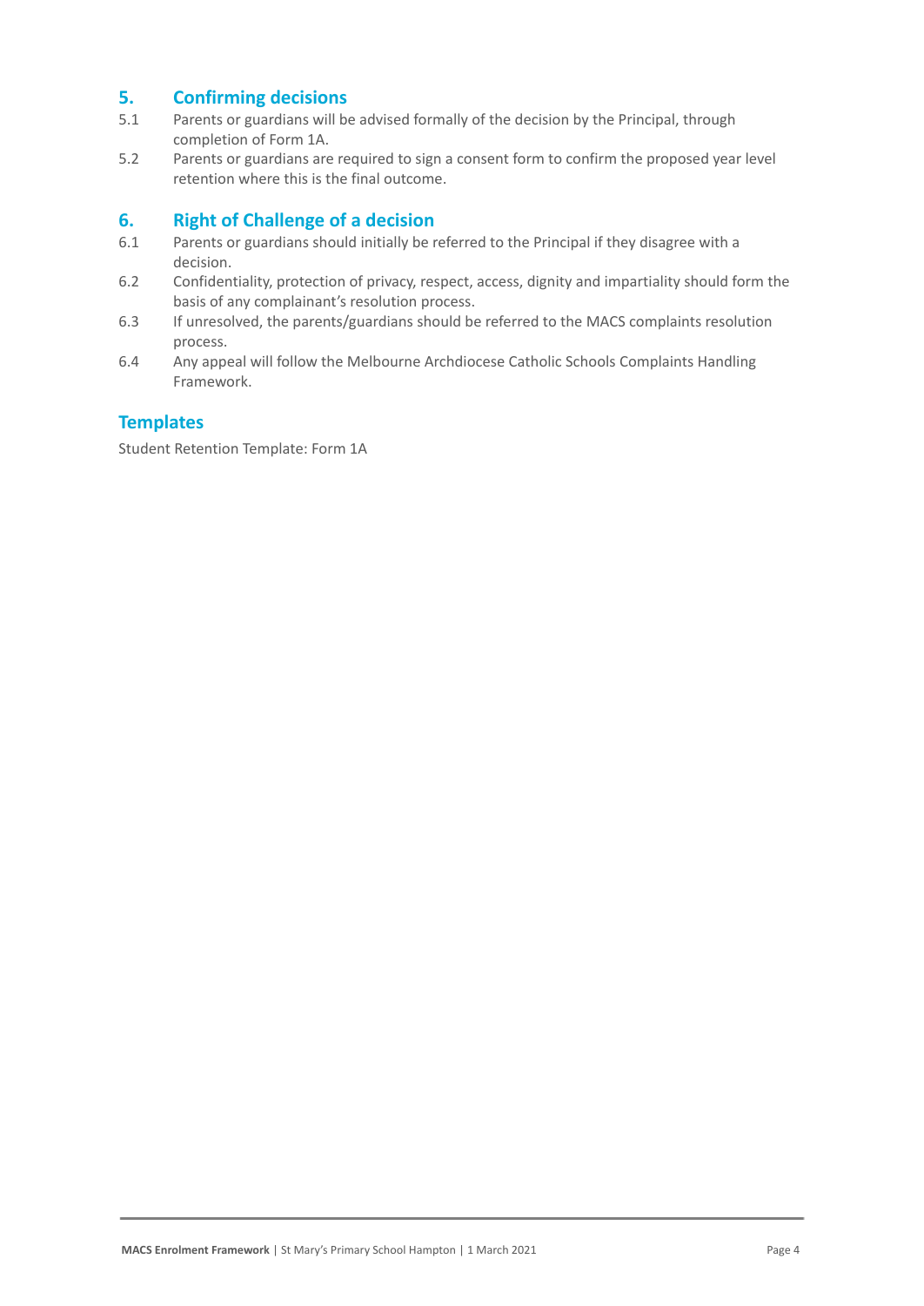## 5. Confirming decisions

5.1 Parents or guardians will be advised formally of the decision by the Principal, through completion of Form 1A.

5.2 Parents or guardians are required to sign a consent form to confirm the proposed year level retention where this is the final outcome.

## 6. Right of Challenge of a decision

6.1 Parents or guardians should initially be referred to the Principal if they disagree with a decision.

6.2 Confidentiality, protection of privacy, respect, access, dignity and impartiality should form the basis of any complainant's resolution process.

6.3 If unresolved, the parents/guardians should be referred to the MACS complaints resolution process.

6.4 Any appeal will follow the Melbourne Archdiocese Catholic Schools Complaints Handling Framework.

## Templates

Student Retention Template: Form 1A